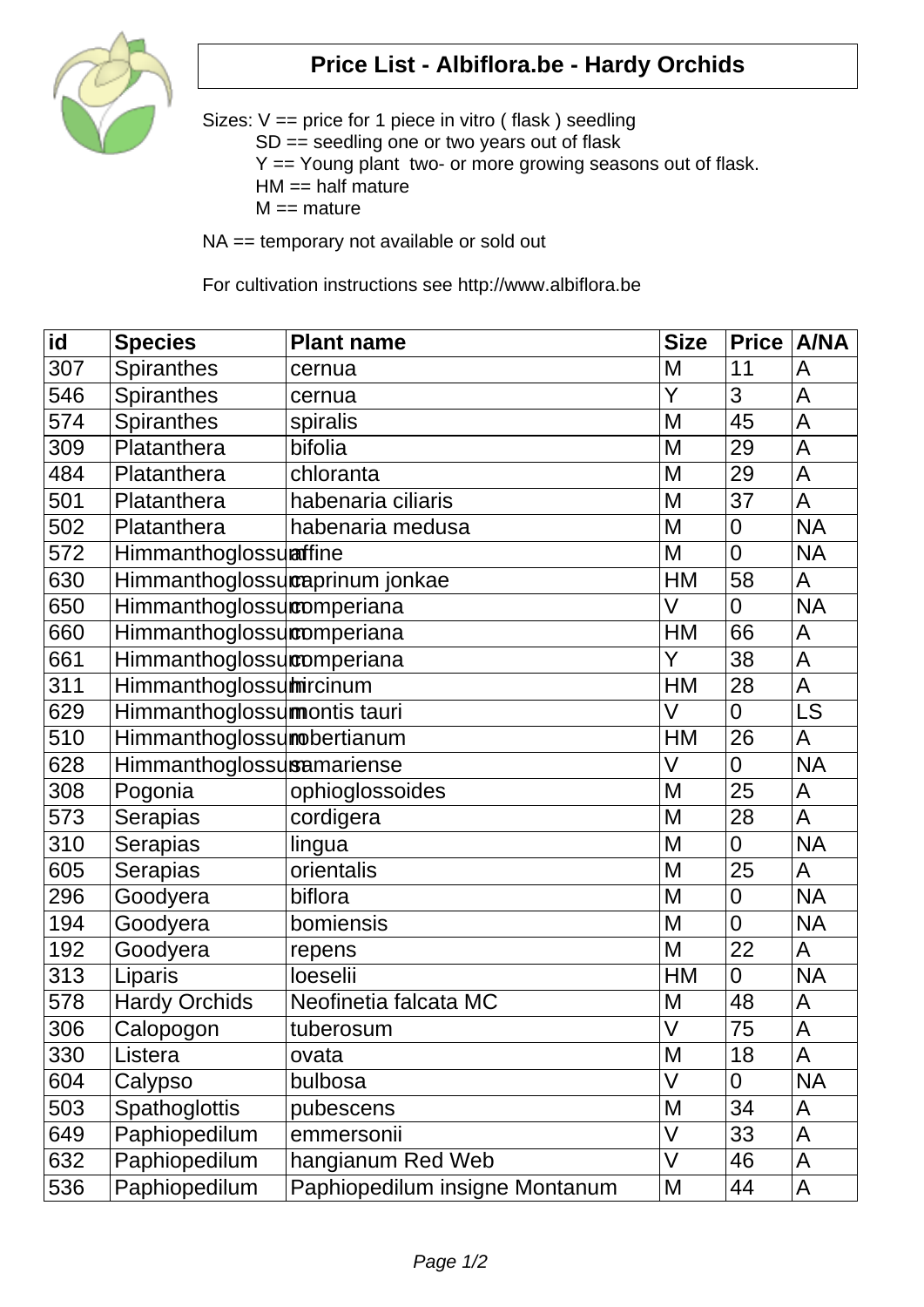# Price List - Albiflora.be - Hardy Orchids

Sizes: V == price for 1 piece in vitro ( flask ) seedling
SD == seedling one or two years out of flask
Y == Young plant two- or more growing seasons out of flask.
HM == half mature
M == mature

NA == temporary not available or sold out

For cultivation instructions see http://www.albiflora.be

| id | Species | Plant name | Size | Price | A/NA |
|---|---|---|---|---|---|
| 307 | Spiranthes | cernua | M | 11 | A |
| 546 | Spiranthes | cernua | Y | 3 | A |
| 574 | Spiranthes | spiralis | M | 45 | A |
| 309 | Platanthera | bifolia | M | 29 | A |
| 484 | Platanthera | chloranta | M | 29 | A |
| 501 | Platanthera | habenaria ciliaris | M | 37 | A |
| 502 | Platanthera | habenaria medusa | M | 0 | NA |
| 572 | Himmanthoglossum | affine | M | 0 | NA |
| 630 | Himmanthoglossum | caprinum jonkae | HM | 58 | A |
| 650 | Himmanthoglossum | comperiana | V | 0 | NA |
| 660 | Himmanthoglossum | comperiana | HM | 66 | A |
| 661 | Himmanthoglossum | comperiana | Y | 38 | A |
| 311 | Himmanthoglossum | hircinum | HM | 28 | A |
| 629 | Himmanthoglossum | montis tauri | V | 0 | LS |
| 510 | Himmanthoglossum | robertianum | HM | 26 | A |
| 628 | Himmanthoglossum | samariense | V | 0 | NA |
| 308 | Pogonia | ophioglossoides | M | 25 | A |
| 573 | Serapias | cordigera | M | 28 | A |
| 310 | Serapias | lingua | M | 0 | NA |
| 605 | Serapias | orientalis | M | 25 | A |
| 296 | Goodyera | biflora | M | 0 | NA |
| 194 | Goodyera | bomiensis | M | 0 | NA |
| 192 | Goodyera | repens | M | 22 | A |
| 313 | Liparis | loeselii | HM | 0 | NA |
| 578 | Hardy Orchids | Neofinetia falcata MC | M | 48 | A |
| 306 | Calopogon | tuberosum | V | 75 | A |
| 330 | Listera | ovata | M | 18 | A |
| 604 | Calypso | bulbosa | V | 0 | NA |
| 503 | Spathoglottis | pubescens | M | 34 | A |
| 649 | Paphiopedilum | emmersonii | V | 33 | A |
| 632 | Paphiopedilum | hangianum Red Web | V | 46 | A |
| 536 | Paphiopedilum | Paphiopedilum insigne Montanum | M | 44 | A |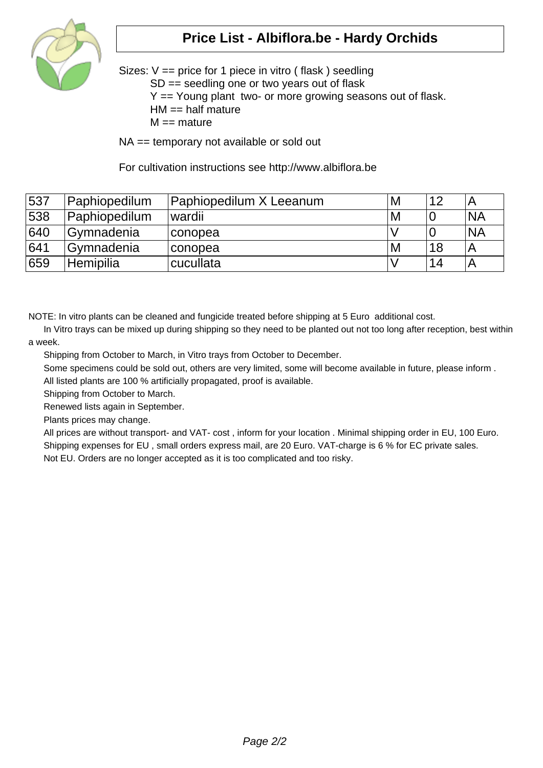# Price List - Albiflora.be - Hardy Orchids

Sizes: V == price for 1 piece in vitro ( flask ) seedling
SD == seedling one or two years out of flask
Y == Young plant two- or more growing seasons out of flask.
HM == half mature
M == mature

NA == temporary not available or sold out

For cultivation instructions see http://www.albiflora.be

| | | | | | |
|---|---|---|---|---|---|
| 537 | Paphiopedilum | Paphiopedilum X Leeanum | M | 12 | A |
| 538 | Paphiopedilum | wardii | M | 0 | NA |
| 640 | Gymnadenia | conopea | V | 0 | NA |
| 641 | Gymnadenia | conopea | M | 18 | A |
| 659 | Hemipilia | cucullata | V | 14 | A |

NOTE: In vitro plants can be cleaned and fungicide treated before shipping at 5 Euro additional cost.

In Vitro trays can be mixed up during shipping so they need to be planted out not too long after reception, best within a week.

Shipping from October to March, in Vitro trays from October to December.

Some specimens could be sold out, others are very limited, some will become available in future, please inform .

All listed plants are 100 % artificially propagated, proof is available.

Shipping from October to March.

Renewed lists again in September.

Plants prices may change.

All prices are without transport- and VAT- cost , inform for your location . Minimal shipping order in EU, 100 Euro.

Shipping expenses for EU , small orders express mail, are 20 Euro. VAT-charge is 6 % for EC private sales.

Not EU. Orders are no longer accepted as it is too complicated and too risky.